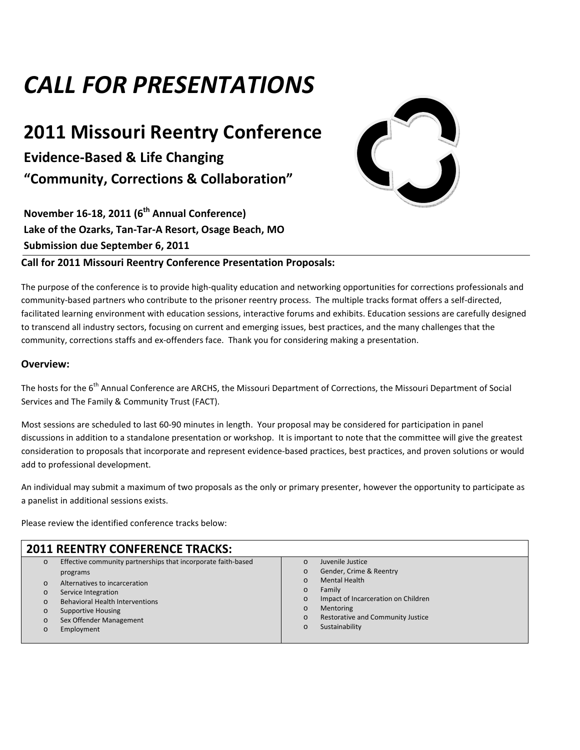# *CALL FOR PRESENTATIONS*

## 2011 Missouri Reentry Conference

### Evidence-Based & Life Changing

### "Community, Corrections & Collaboration"

**November 16-18, 2011 (6th Annual Conference)**
**Lake of the Ozarks, Tan-Tar-A Resort, Osage Beach, MO**
**Submission due September 6, 2011**

**Call for 2011 Missouri Reentry Conference Presentation Proposals:**

The purpose of the conference is to provide high-quality education and networking opportunities for corrections professionals and community-based partners who contribute to the prisoner reentry process. The multiple tracks format offers a self-directed, facilitated learning environment with education sessions, interactive forums and exhibits. Education sessions are carefully designed to transcend all industry sectors, focusing on current and emerging issues, best practices, and the many challenges that the community, corrections staffs and ex-offenders face. Thank you for considering making a presentation.

### Overview:

The hosts for the 6th Annual Conference are ARCHS, the Missouri Department of Corrections, the Missouri Department of Social Services and The Family & Community Trust (FACT).

Most sessions are scheduled to last 60-90 minutes in length. Your proposal may be considered for participation in panel discussions in addition to a standalone presentation or workshop. It is important to note that the committee will give the greatest consideration to proposals that incorporate and represent evidence-based practices, best practices, and proven solutions or would add to professional development.

An individual may submit a maximum of two proposals as the only or primary presenter, however the opportunity to participate as a panelist in additional sessions exists.

Please review the identified conference tracks below:

### 2011 REENTRY CONFERENCE TRACKS:

- Effective community partnerships that incorporate faith-based programs
- Alternatives to incarceration
- Service Integration
- Behavioral Health Interventions
- Supportive Housing
- Sex Offender Management
- Employment
- Juvenile Justice
- Gender, Crime & Reentry
- Mental Health
- Family
- Impact of Incarceration on Children
- Mentoring
- Restorative and Community Justice
- Sustainability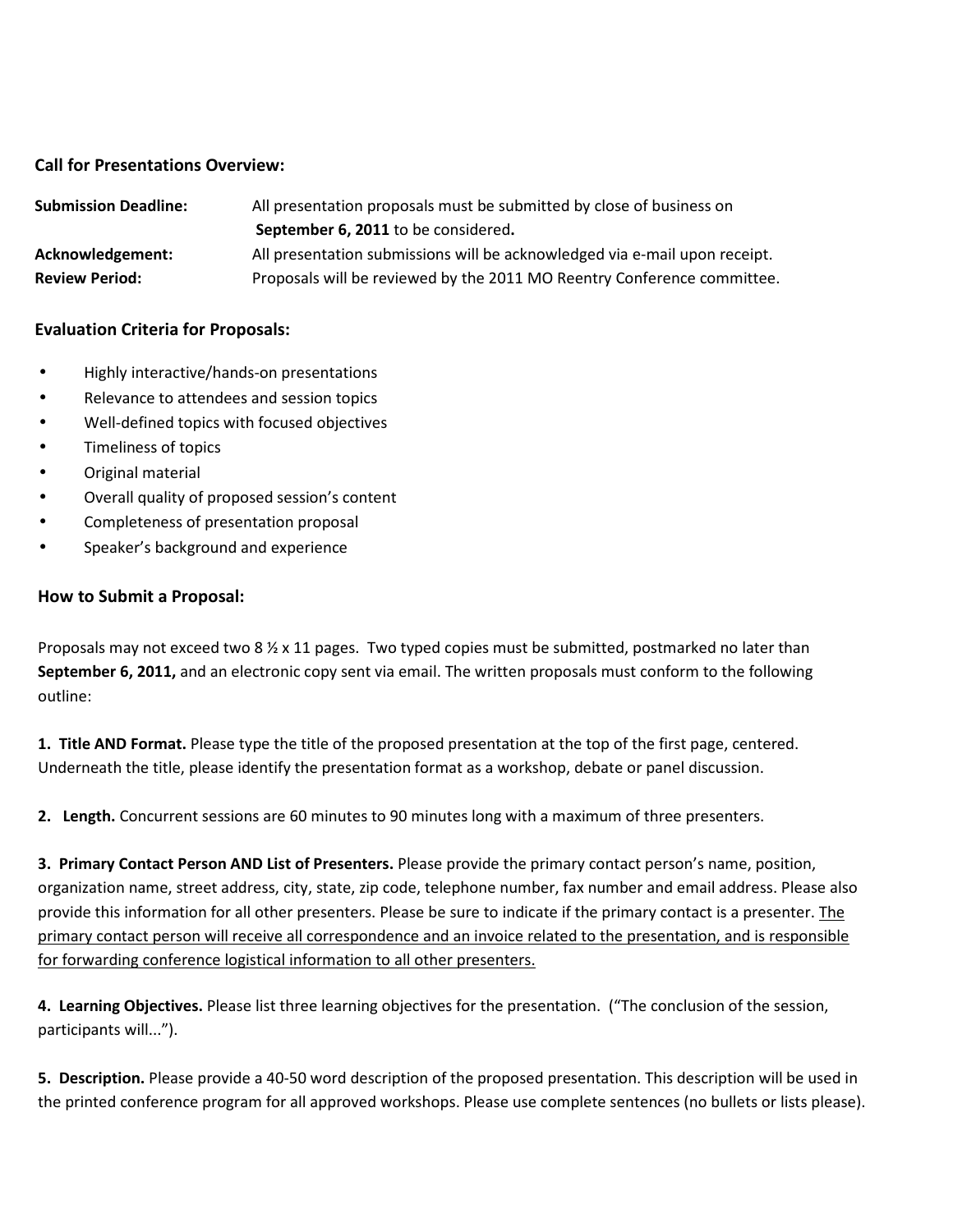### Call for Presentations Overview:

**Submission Deadline:** All presentation proposals must be submitted by close of business on **September 6, 2011** to be considered**.**

**Acknowledgement:** All presentation submissions will be acknowledged via e-mail upon receipt.

**Review Period:** Proposals will be reviewed by the 2011 MO Reentry Conference committee.

### Evaluation Criteria for Proposals:

- Highly interactive/hands-on presentations
- Relevance to attendees and session topics
- Well-defined topics with focused objectives
- Timeliness of topics
- Original material
- Overall quality of proposed session's content
- Completeness of presentation proposal
- Speaker's background and experience

### How to Submit a Proposal:

Proposals may not exceed two 8 ½ x 11 pages. Two typed copies must be submitted, postmarked no later than **September 6, 2011,** and an electronic copy sent via email. The written proposals must conform to the following outline:

**1. Title AND Format.** Please type the title of the proposed presentation at the top of the first page, centered. Underneath the title, please identify the presentation format as a workshop, debate or panel discussion.

**2. Length.** Concurrent sessions are 60 minutes to 90 minutes long with a maximum of three presenters.

**3. Primary Contact Person AND List of Presenters.** Please provide the primary contact person's name, position, organization name, street address, city, state, zip code, telephone number, fax number and email address. Please also provide this information for all other presenters. Please be sure to indicate if the primary contact is a presenter. <u>The primary contact person will receive all correspondence and an invoice related to the presentation, and is responsible for forwarding conference logistical information to all other presenters.</u>

**4. Learning Objectives.** Please list three learning objectives for the presentation. ("The conclusion of the session, participants will...").

**5. Description.** Please provide a 40-50 word description of the proposed presentation. This description will be used in the printed conference program for all approved workshops. Please use complete sentences (no bullets or lists please).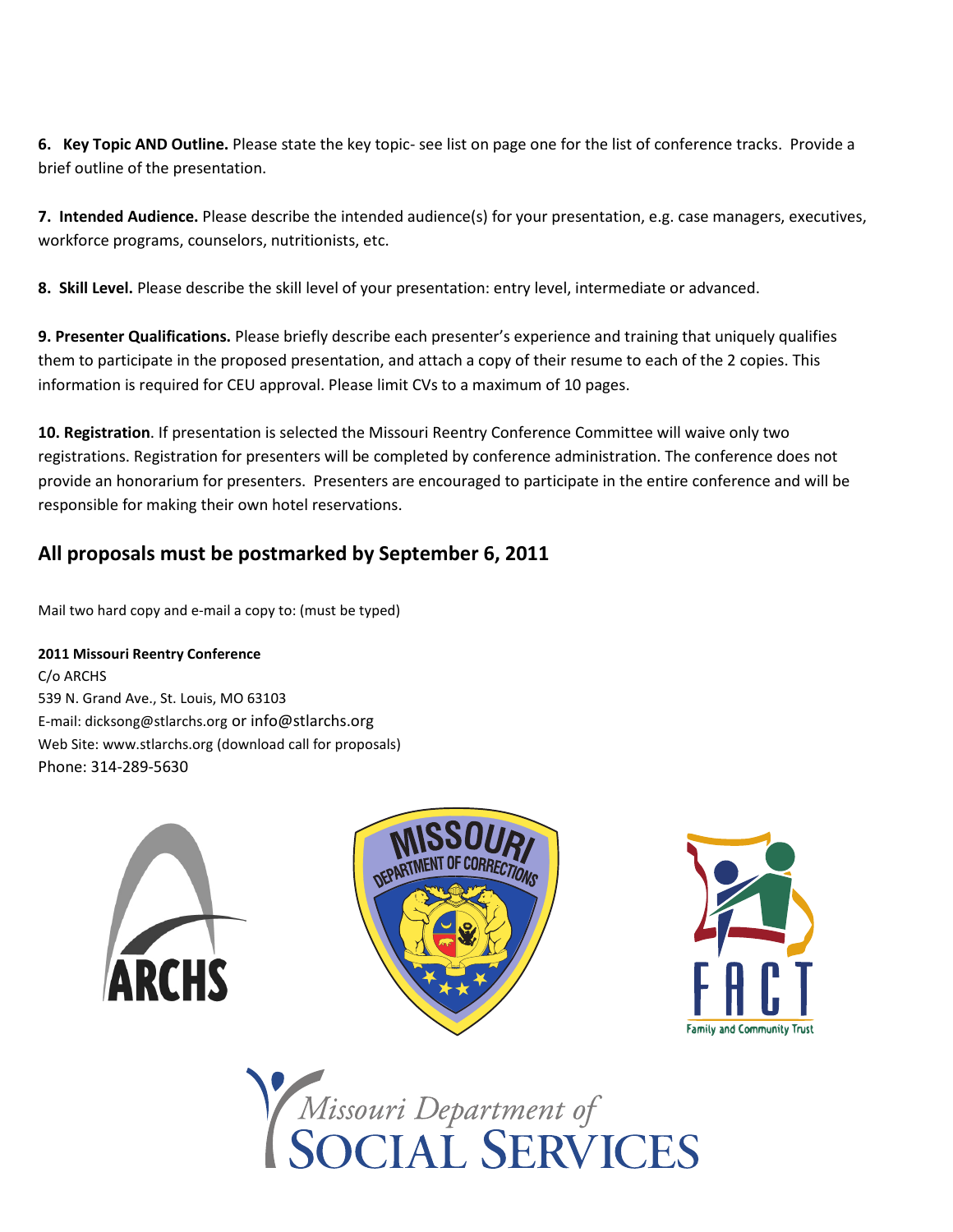**6. Key Topic AND Outline.** Please state the key topic- see list on page one for the list of conference tracks. Provide a brief outline of the presentation.

**7. Intended Audience.** Please describe the intended audience(s) for your presentation, e.g. case managers, executives, workforce programs, counselors, nutritionists, etc.

**8. Skill Level.** Please describe the skill level of your presentation: entry level, intermediate or advanced.

**9. Presenter Qualifications.** Please briefly describe each presenter's experience and training that uniquely qualifies them to participate in the proposed presentation, and attach a copy of their resume to each of the 2 copies. This information is required for CEU approval. Please limit CVs to a maximum of 10 pages.

**10. Registration**. If presentation is selected the Missouri Reentry Conference Committee will waive only two registrations. Registration for presenters will be completed by conference administration. The conference does not provide an honorarium for presenters. Presenters are encouraged to participate in the entire conference and will be responsible for making their own hotel reservations.

## All proposals must be postmarked by September 6, 2011

Mail two hard copy and e-mail a copy to: (must be typed)

**2011 Missouri Reentry Conference**
C/o ARCHS
539 N. Grand Ave., St. Louis, MO 63103
E-mail: dicksong@stlarchs.org or info@stlarchs.org
Web Site: www.stlarchs.org (download call for proposals)
Phone: 314-289-5630

ARCHS

MISSOURI DEPARTMENT OF CORRECTIONS

FACT
Family and Community Trust

Missouri Department of
SOCIAL SERVICES